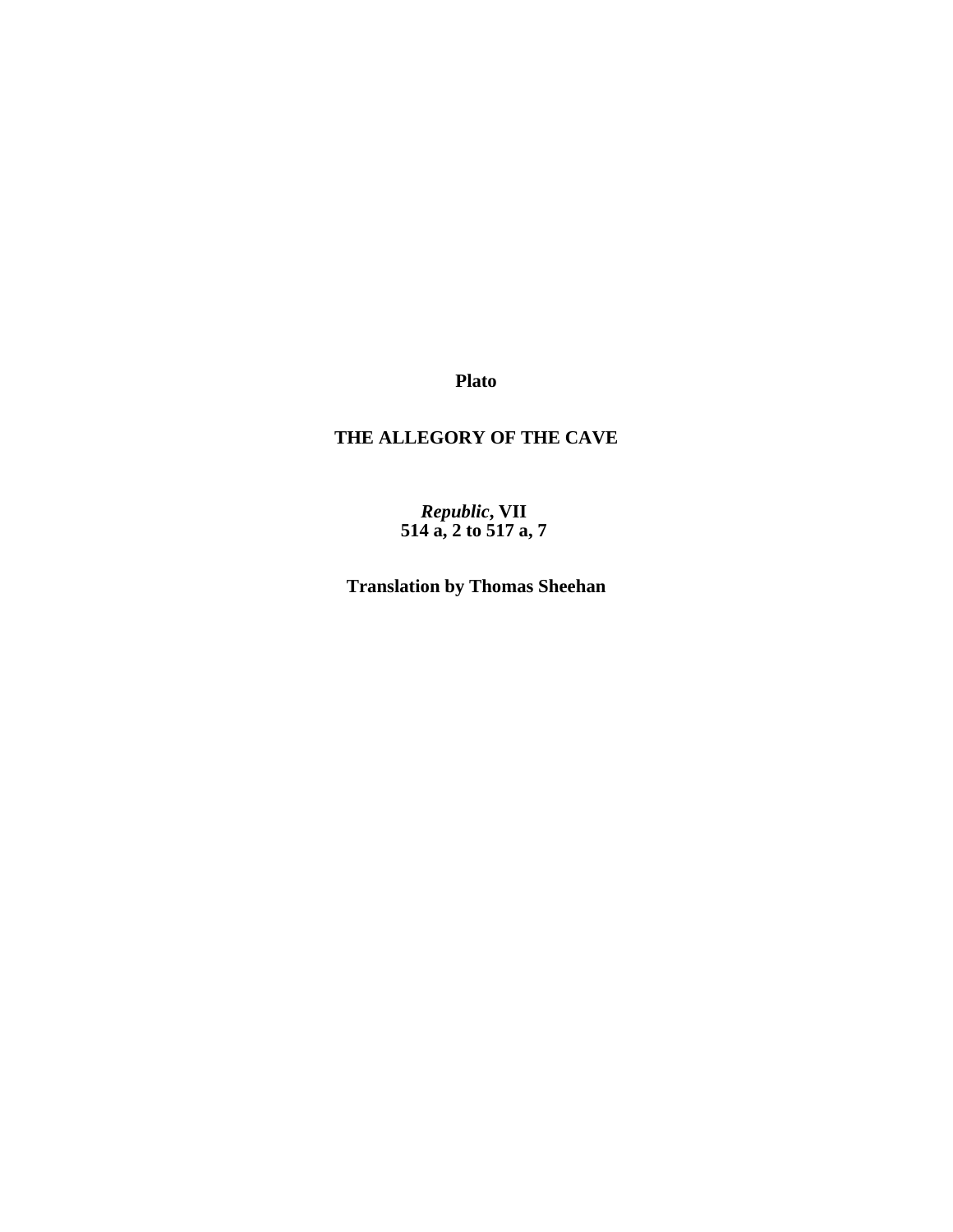**Plato**

# THE ALLEGORY OF THE CAVE

***Republic*, VII**
**514 a, 2 to 517 a, 7**

**Translation by Thomas Sheehan**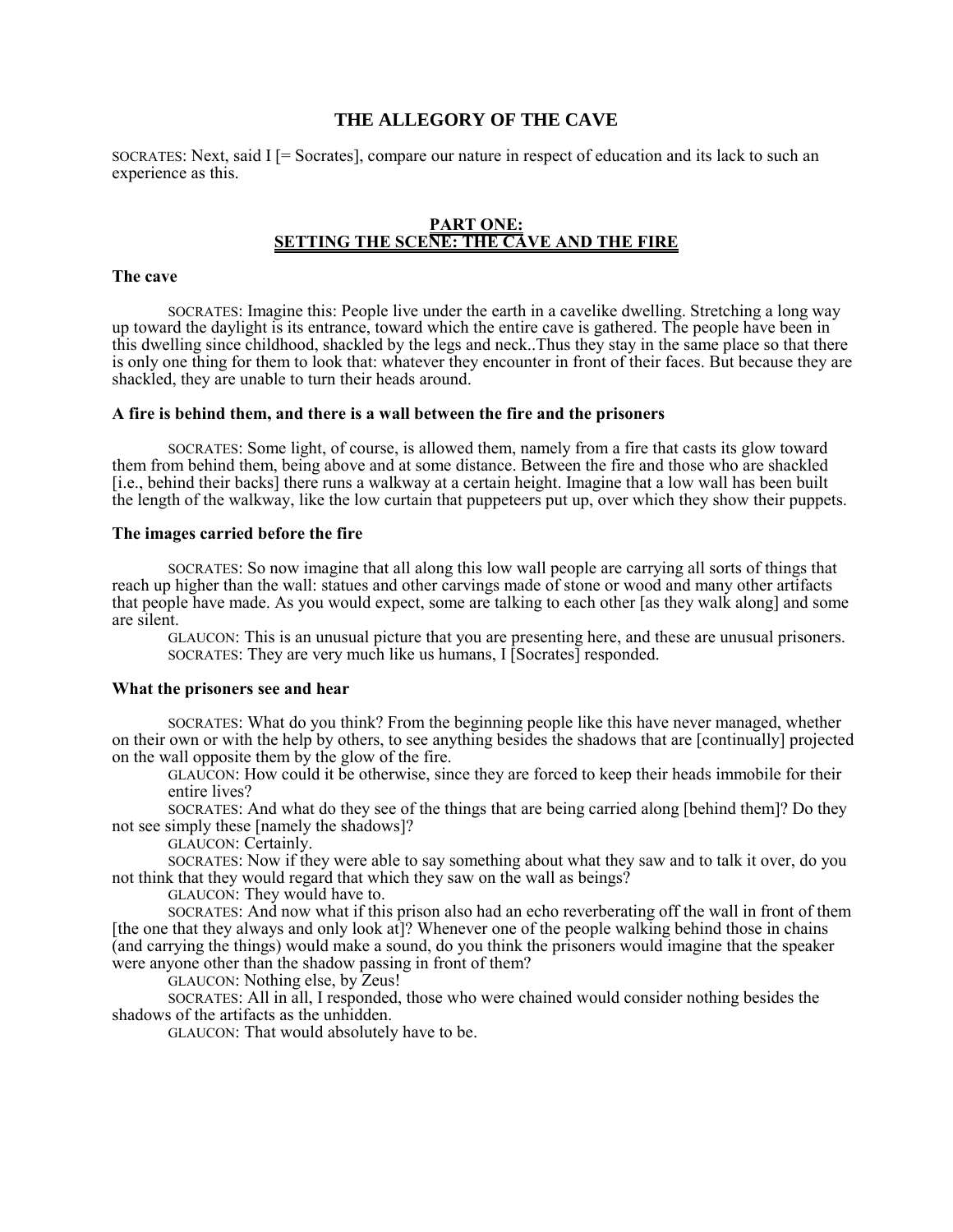# THE ALLEGORY OF THE CAVE

SOCRATES: Next, said I [= Socrates], compare our nature in respect of education and its lack to such an experience as this.

## PART ONE:
## SETTING THE SCENE: THE CAVE AND THE FIRE

### The cave

SOCRATES: Imagine this: People live under the earth in a cavelike dwelling. Stretching a long way up toward the daylight is its entrance, toward which the entire cave is gathered. The people have been in this dwelling since childhood, shackled by the legs and neck..Thus they stay in the same place so that there is only one thing for them to look that: whatever they encounter in front of their faces. But because they are shackled, they are unable to turn their heads around.

### A fire is behind them, and there is a wall between the fire and the prisoners

SOCRATES: Some light, of course, is allowed them, namely from a fire that casts its glow toward them from behind them, being above and at some distance. Between the fire and those who are shackled [i.e., behind their backs] there runs a walkway at a certain height. Imagine that a low wall has been built the length of the walkway, like the low curtain that puppeteers put up, over which they show their puppets.

### The images carried before the fire

SOCRATES: So now imagine that all along this low wall people are carrying all sorts of things that reach up higher than the wall: statues and other carvings made of stone or wood and many other artifacts that people have made. As you would expect, some are talking to each other [as they walk along] and some are silent.

GLAUCON: This is an unusual picture that you are presenting here, and these are unusual prisoners.

SOCRATES: They are very much like us humans, I [Socrates] responded.

### What the prisoners see and hear

SOCRATES: What do you think? From the beginning people like this have never managed, whether on their own or with the help by others, to see anything besides the shadows that are [continually] projected on the wall opposite them by the glow of the fire.

GLAUCON: How could it be otherwise, since they are forced to keep their heads immobile for their entire lives?

SOCRATES: And what do they see of the things that are being carried along [behind them]? Do they not see simply these [namely the shadows]?

GLAUCON: Certainly.

SOCRATES: Now if they were able to say something about what they saw and to talk it over, do you not think that they would regard that which they saw on the wall as beings?

GLAUCON: They would have to.

SOCRATES: And now what if this prison also had an echo reverberating off the wall in front of them [the one that they always and only look at]? Whenever one of the people walking behind those in chains (and carrying the things) would make a sound, do you think the prisoners would imagine that the speaker were anyone other than the shadow passing in front of them?

GLAUCON: Nothing else, by Zeus!

SOCRATES: All in all, I responded, those who were chained would consider nothing besides the shadows of the artifacts as the unhidden.

GLAUCON: That would absolutely have to be.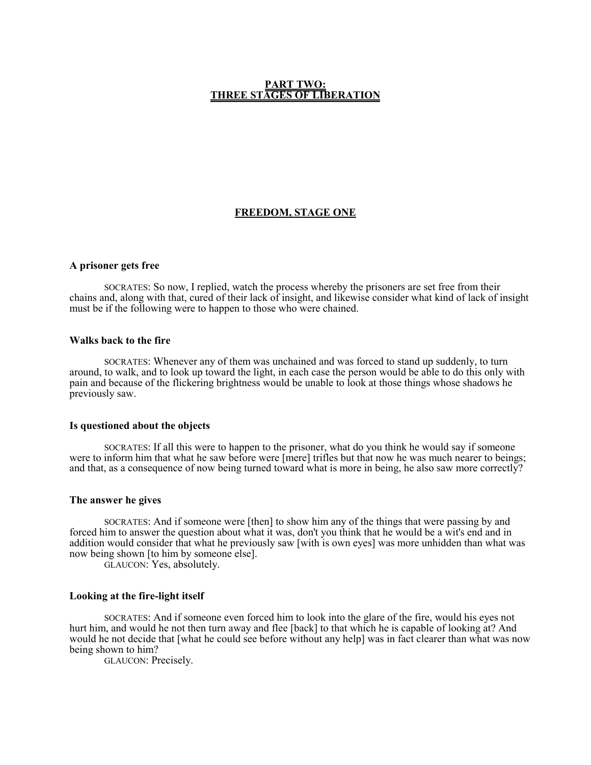## PART TWO: THREE STAGES OF LIBERATION

### FREEDOM, STAGE ONE

**A prisoner gets free**

SOCRATES: So now, I replied, watch the process whereby the prisoners are set free from their chains and, along with that, cured of their lack of insight, and likewise consider what kind of lack of insight must be if the following were to happen to those who were chained.

**Walks back to the fire**

SOCRATES: Whenever any of them was unchained and was forced to stand up suddenly, to turn around, to walk, and to look up toward the light, in each case the person would be able to do this only with pain and because of the flickering brightness would be unable to look at those things whose shadows he previously saw.

**Is questioned about the objects**

SOCRATES: If all this were to happen to the prisoner, what do you think he would say if someone were to inform him that what he saw before were [mere] trifles but that now he was much nearer to beings; and that, as a consequence of now being turned toward what is more in being, he also saw more correctly?

**The answer he gives**

SOCRATES: And if someone were [then] to show him any of the things that were passing by and forced him to answer the question about what it was, don't you think that he would be a wit's end and in addition would consider that what he previously saw [with is own eyes] was more unhidden than what was now being shown [to him by someone else].

GLAUCON: Yes, absolutely.

**Looking at the fire-light itself**

SOCRATES: And if someone even forced him to look into the glare of the fire, would his eyes not hurt him, and would he not then turn away and flee [back] to that which he is capable of looking at? And would he not decide that [what he could see before without any help] was in fact clearer than what was now being shown to him?

GLAUCON: Precisely.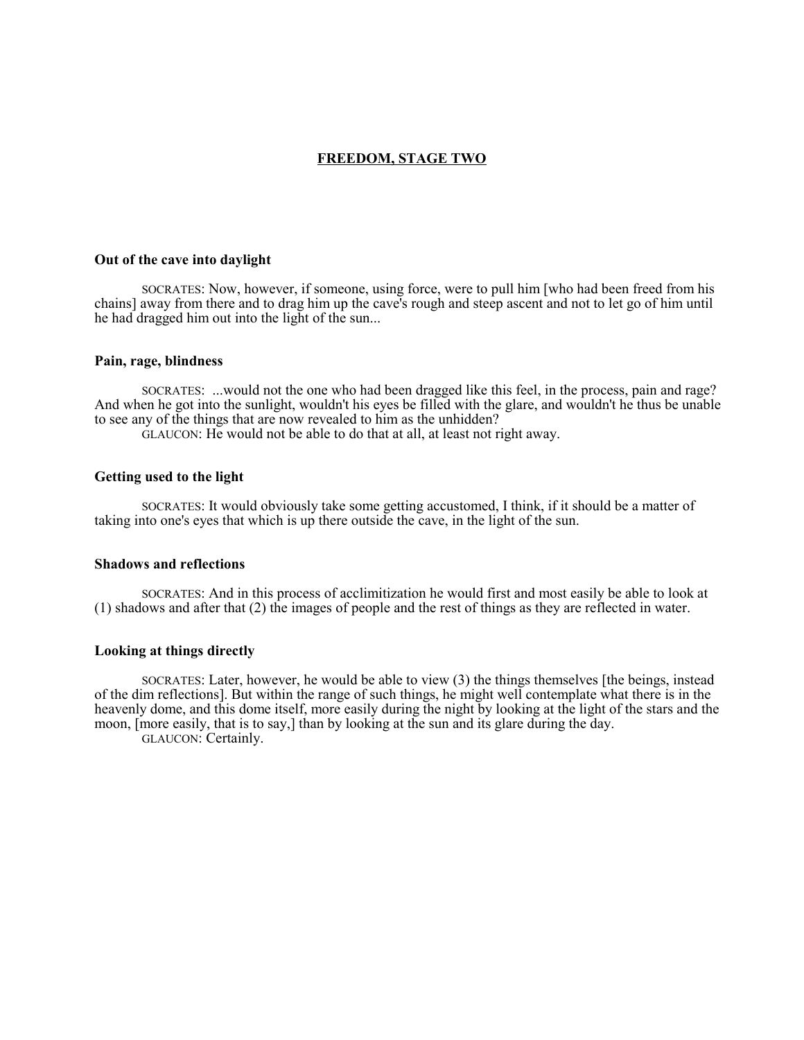## FREEDOM, STAGE TWO

### Out of the cave into daylight

SOCRATES: Now, however, if someone, using force, were to pull him [who had been freed from his chains] away from there and to drag him up the cave's rough and steep ascent and not to let go of him until he had dragged him out into the light of the sun...

### Pain, rage, blindness

SOCRATES: ...would not the one who had been dragged like this feel, in the process, pain and rage? And when he got into the sunlight, wouldn't his eyes be filled with the glare, and wouldn't he thus be unable to see any of the things that are now revealed to him as the unhidden?

GLAUCON: He would not be able to do that at all, at least not right away.

### Getting used to the light

SOCRATES: It would obviously take some getting accustomed, I think, if it should be a matter of taking into one's eyes that which is up there outside the cave, in the light of the sun.

### Shadows and reflections

SOCRATES: And in this process of acclimitization he would first and most easily be able to look at (1) shadows and after that (2) the images of people and the rest of things as they are reflected in water.

### Looking at things directly

SOCRATES: Later, however, he would be able to view (3) the things themselves [the beings, instead of the dim reflections]. But within the range of such things, he might well contemplate what there is in the heavenly dome, and this dome itself, more easily during the night by looking at the light of the stars and the moon, [more easily, that is to say,] than by looking at the sun and its glare during the day.

GLAUCON: Certainly.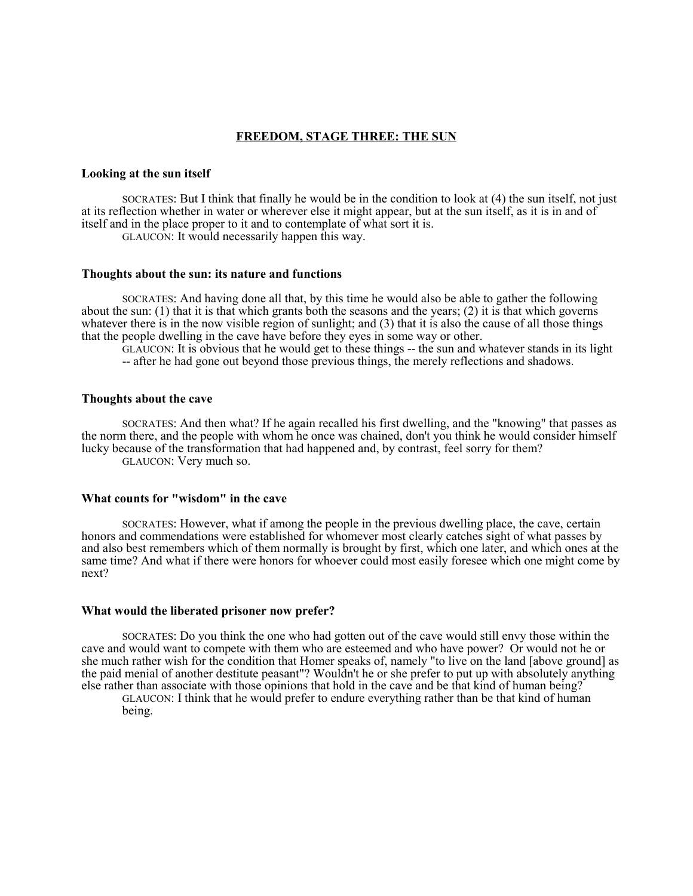## FREEDOM, STAGE THREE: THE SUN

### Looking at the sun itself

SOCRATES: But I think that finally he would be in the condition to look at (4) the sun itself, not just at its reflection whether in water or wherever else it might appear, but at the sun itself, as it is in and of itself and in the place proper to it and to contemplate of what sort it is.

GLAUCON: It would necessarily happen this way.

### Thoughts about the sun: its nature and functions

SOCRATES: And having done all that, by this time he would also be able to gather the following about the sun: (1) that it is that which grants both the seasons and the years; (2) it is that which governs whatever there is in the now visible region of sunlight; and (3) that it is also the cause of all those things that the people dwelling in the cave have before they eyes in some way or other.

GLAUCON: It is obvious that he would get to these things -- the sun and whatever stands in its light -- after he had gone out beyond those previous things, the merely reflections and shadows.

### Thoughts about the cave

SOCRATES: And then what? If he again recalled his first dwelling, and the "knowing" that passes as the norm there, and the people with whom he once was chained, don't you think he would consider himself lucky because of the transformation that had happened and, by contrast, feel sorry for them?

GLAUCON: Very much so.

### What counts for "wisdom" in the cave

SOCRATES: However, what if among the people in the previous dwelling place, the cave, certain honors and commendations were established for whomever most clearly catches sight of what passes by and also best remembers which of them normally is brought by first, which one later, and which ones at the same time? And what if there were honors for whoever could most easily foresee which one might come by next?

### What would the liberated prisoner now prefer?

SOCRATES: Do you think the one who had gotten out of the cave would still envy those within the cave and would want to compete with them who are esteemed and who have power? Or would not he or she much rather wish for the condition that Homer speaks of, namely "to live on the land [above ground] as the paid menial of another destitute peasant"? Wouldn't he or she prefer to put up with absolutely anything else rather than associate with those opinions that hold in the cave and be that kind of human being?

GLAUCON: I think that he would prefer to endure everything rather than be that kind of human being.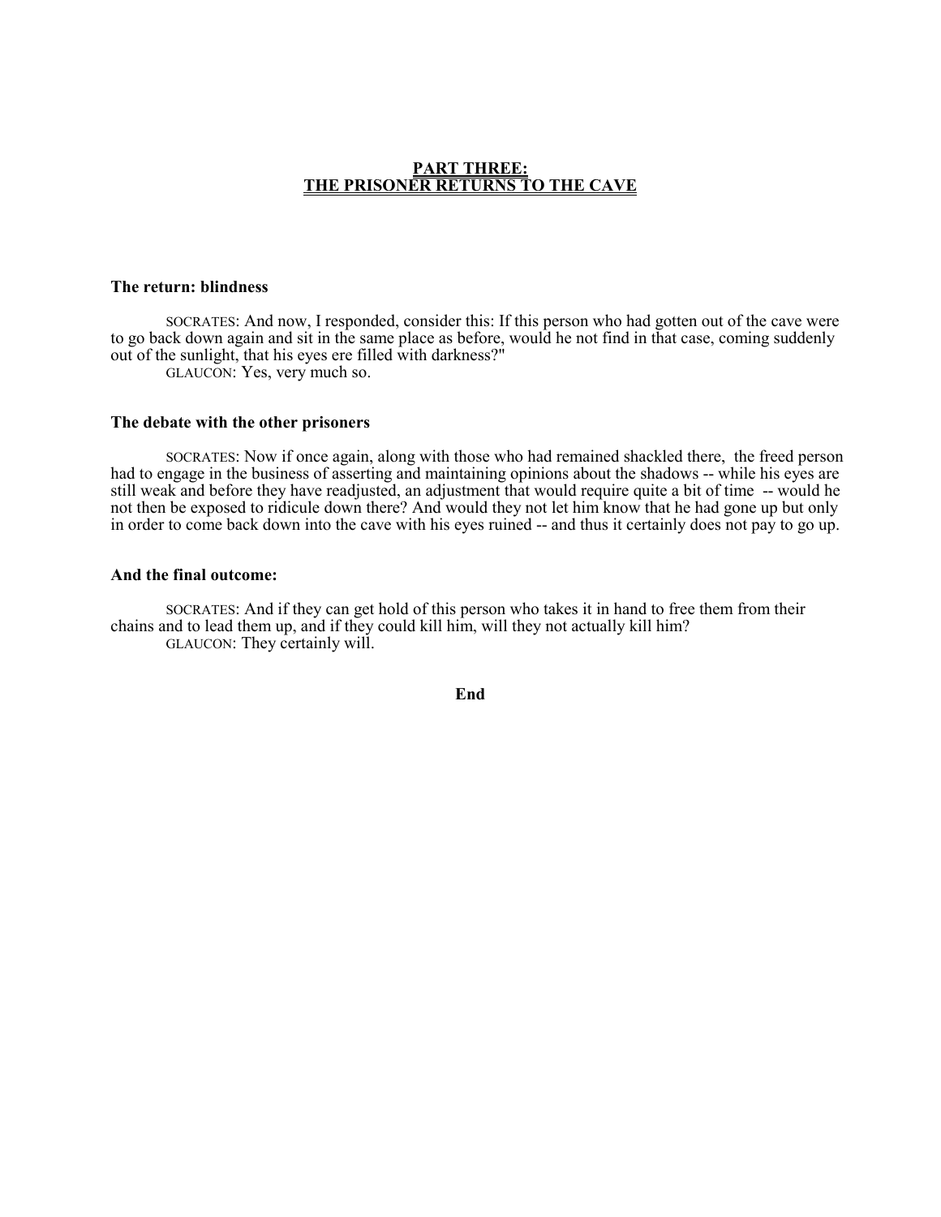# PART THREE:
# THE PRISONER RETURNS TO THE CAVE

### The return: blindness

SOCRATES: And now, I responded, consider this: If this person who had gotten out of the cave were to go back down again and sit in the same place as before, would he not find in that case, coming suddenly out of the sunlight, that his eyes ere filled with darkness?"

GLAUCON: Yes, very much so.

### The debate with the other prisoners

SOCRATES: Now if once again, along with those who had remained shackled there, the freed person had to engage in the business of asserting and maintaining opinions about the shadows -- while his eyes are still weak and before they have readjusted, an adjustment that would require quite a bit of time -- would he not then be exposed to ridicule down there? And would they not let him know that he had gone up but only in order to come back down into the cave with his eyes ruined -- and thus it certainly does not pay to go up.

### And the final outcome:

SOCRATES: And if they can get hold of this person who takes it in hand to free them from their chains and to lead them up, and if they could kill him, will they not actually kill him?

GLAUCON: They certainly will.

**End**